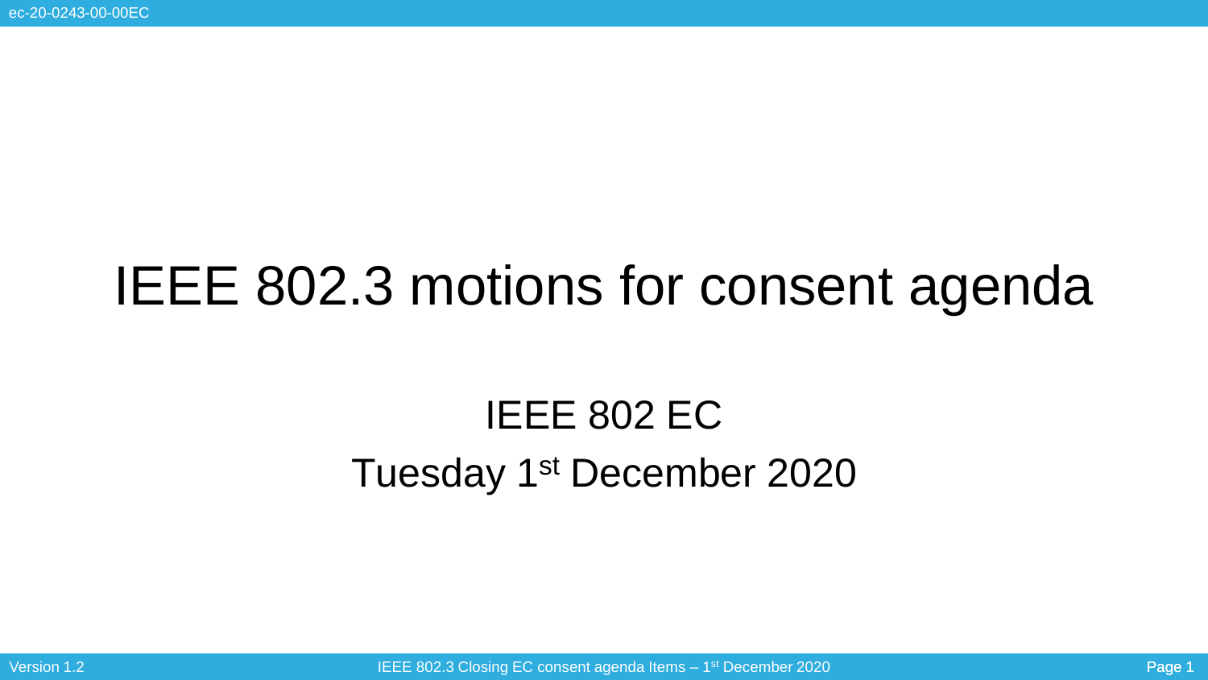# IEEE 802.3 motions for consent agenda

IEEE 802 EC

Tuesday 1st December 2020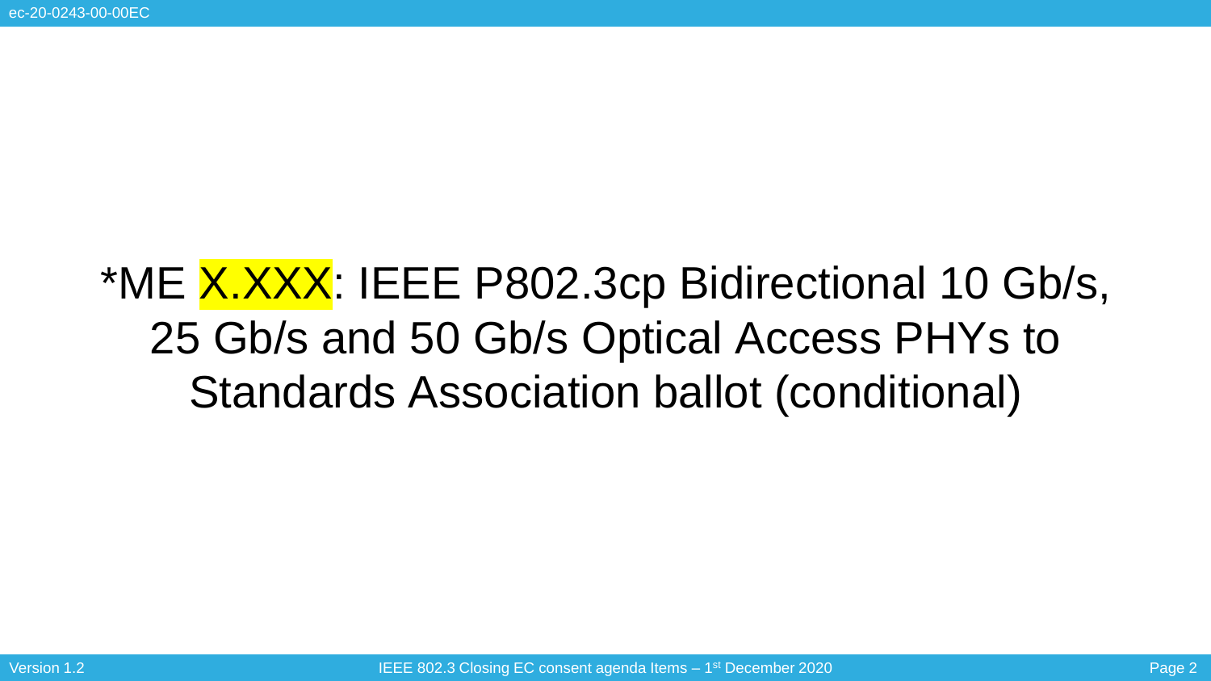*ME X.XXX: IEEE P802.3cp Bidirectional 10 Gb/s, 25 Gb/s and 50 Gb/s Optical Access PHYs to Standards Association ballot (conditional)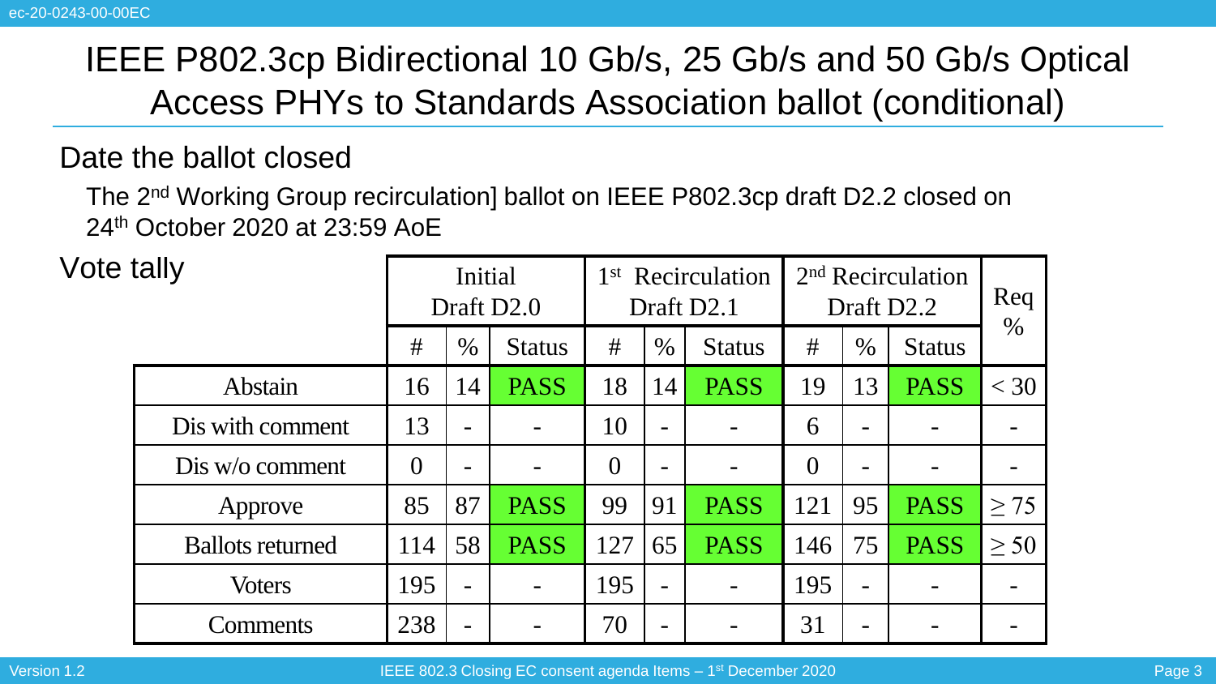# IEEE P802.3cp Bidirectional 10 Gb/s, 25 Gb/s and 50 Gb/s Optical Access PHYs to Standards Association ballot (conditional)

## Date the ballot closed

The 2nd Working Group recirculation] ballot on IEEE P802.3cp draft D2.2 closed on 24th October 2020 at 23:59 AoE

## Vote tally

| | Initial Draft D2.0 | | | 1st Recirculation Draft D2.1 | | | 2nd Recirculation Draft D2.2 | | | Req % |
|---|---|---|---|---|---|---|---|---|---|---|
| | # | % | Status | # | % | Status | # | % | Status | |
| Abstain | 16 | 14 | PASS | 18 | 14 | PASS | 19 | 13 | PASS | < 30 |
| Dis with comment | 13 | - | - | 10 | - | - | 6 | - | - | - |
| Dis w/o comment | 0 | - | - | 0 | - | - | 0 | - | - | - |
| Approve | 85 | 87 | PASS | 99 | 91 | PASS | 121 | 95 | PASS | ≥ 75 |
| Ballots returned | 114 | 58 | PASS | 127 | 65 | PASS | 146 | 75 | PASS | ≥ 50 |
| Voters | 195 | - | - | 195 | - | - | 195 | - | - | - |
| Comments | 238 | - | - | 70 | - | - | 31 | - | - | - |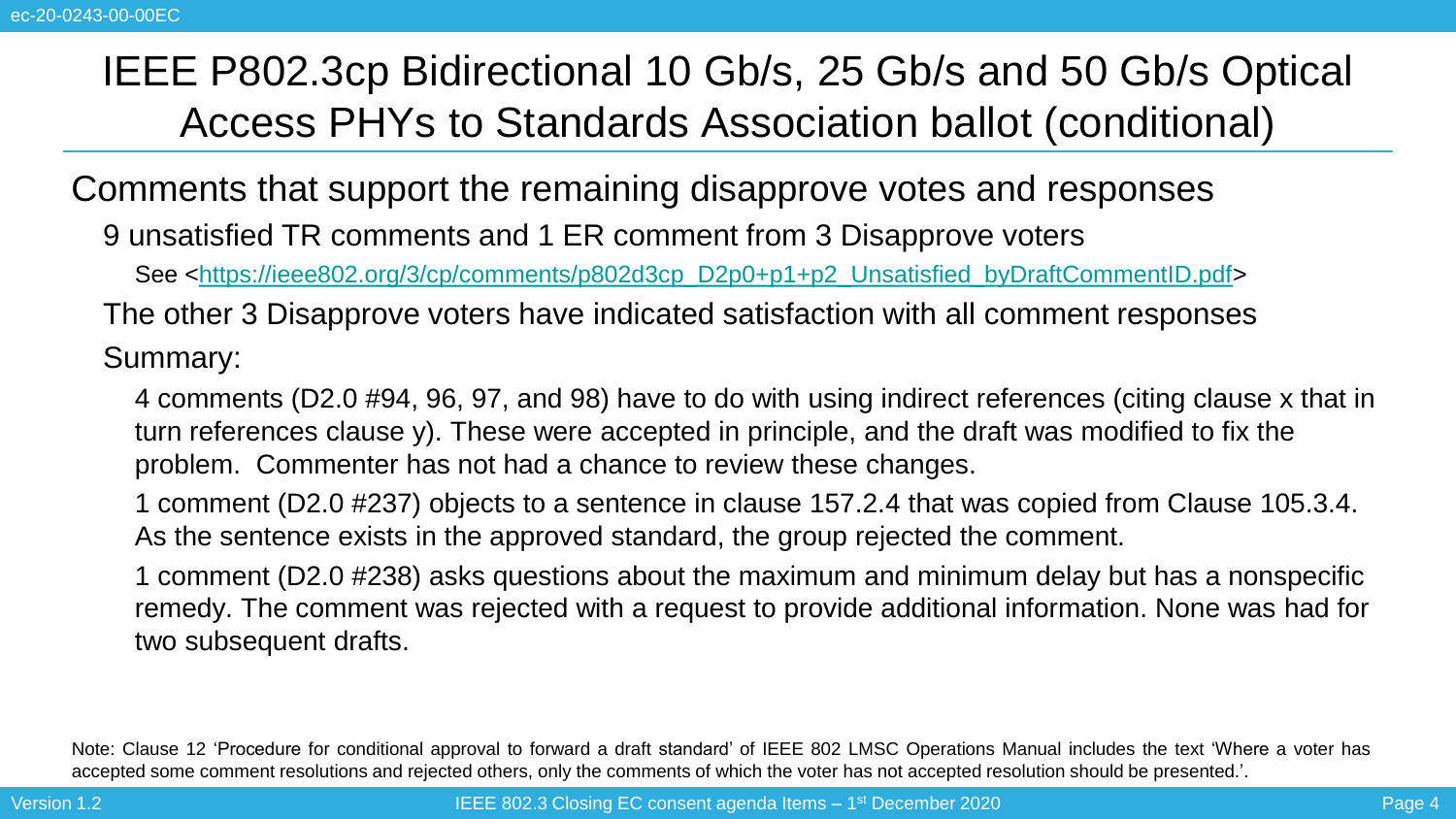# IEEE P802.3cp Bidirectional 10 Gb/s, 25 Gb/s and 50 Gb/s Optical Access PHYs to Standards Association ballot (conditional)

Comments that support the remaining disapprove votes and responses

- 9 unsatisfied TR comments and 1 ER comment from 3 Disapprove voters
  - See <https://ieee802.org/3/cp/comments/p802d3cp_D2p0+p1+p2_Unsatisfied_byDraftCommentID.pdf>
- The other 3 Disapprove voters have indicated satisfaction with all comment responses
- Summary:
  - 4 comments (D2.0 #94, 96, 97, and 98) have to do with using indirect references (citing clause x that in turn references clause y). These were accepted in principle, and the draft was modified to fix the problem. Commenter has not had a chance to review these changes.
  - 1 comment (D2.0 #237) objects to a sentence in clause 157.2.4 that was copied from Clause 105.3.4. As the sentence exists in the approved standard, the group rejected the comment.
  - 1 comment (D2.0 #238) asks questions about the maximum and minimum delay but has a nonspecific remedy. The comment was rejected with a request to provide additional information. None was had for two subsequent drafts.

Note: Clause 12 'Procedure for conditional approval to forward a draft standard' of IEEE 802 LMSC Operations Manual includes the text 'Where a voter has accepted some comment resolutions and rejected others, only the comments of which the voter has not accepted resolution should be presented.'.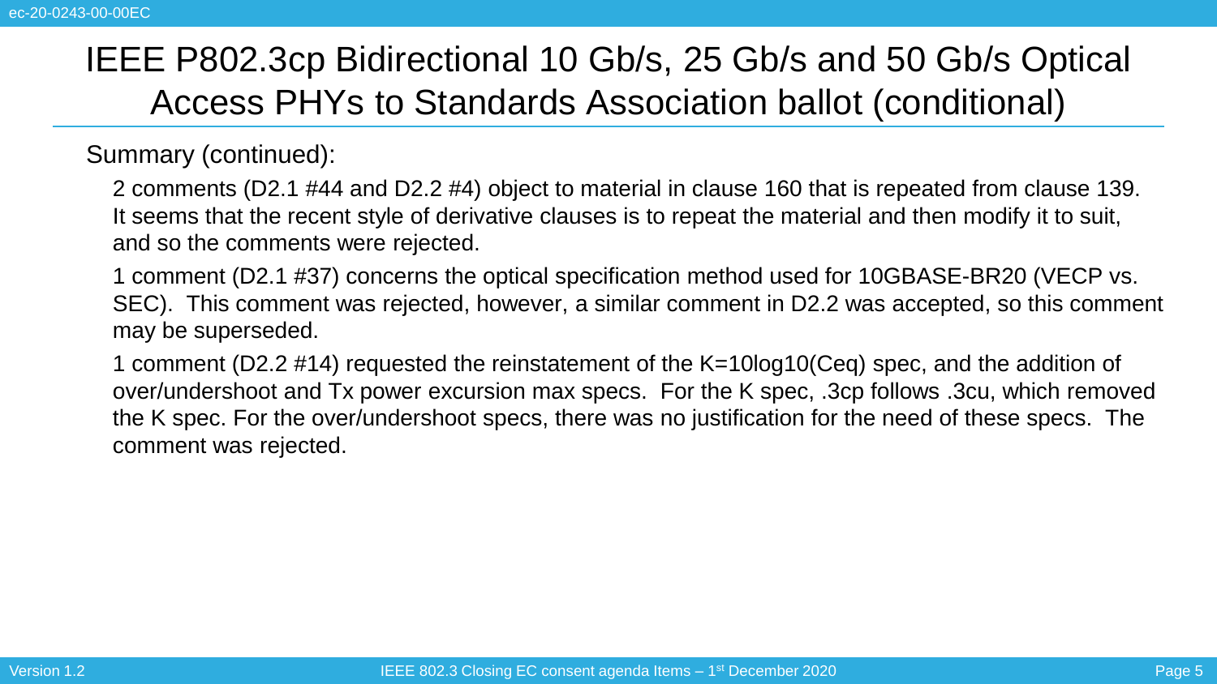# IEEE P802.3cp Bidirectional 10 Gb/s, 25 Gb/s and 50 Gb/s Optical Access PHYs to Standards Association ballot (conditional)

Summary (continued):

2 comments (D2.1 #44 and D2.2 #4) object to material in clause 160 that is repeated from clause 139. It seems that the recent style of derivative clauses is to repeat the material and then modify it to suit, and so the comments were rejected.

1 comment (D2.1 #37) concerns the optical specification method used for 10GBASE-BR20 (VECP vs. SEC). This comment was rejected, however, a similar comment in D2.2 was accepted, so this comment may be superseded.

1 comment (D2.2 #14) requested the reinstatement of the K=10log10(Ceq) spec, and the addition of over/undershoot and Tx power excursion max specs. For the K spec, .3cp follows .3cu, which removed the K spec. For the over/undershoot specs, there was no justification for the need of these specs. The comment was rejected.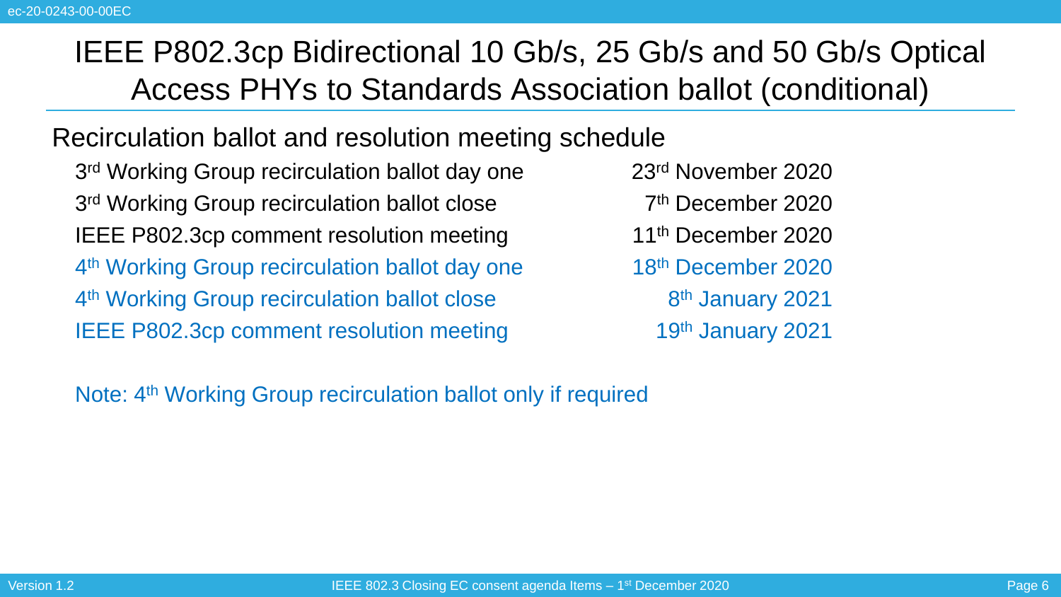# IEEE P802.3cp Bidirectional 10 Gb/s, 25 Gb/s and 50 Gb/s Optical Access PHYs to Standards Association ballot (conditional)

## Recirculation ballot and resolution meeting schedule

| | |
|---|---|
| 3rd Working Group recirculation ballot day one | 23rd November 2020 |
| 3rd Working Group recirculation ballot close | 7th December 2020 |
| IEEE P802.3cp comment resolution meeting | 11th December 2020 |
| 4th Working Group recirculation ballot day one | 18th December 2020 |
| 4th Working Group recirculation ballot close | 8th January 2021 |
| IEEE P802.3cp comment resolution meeting | 19th January 2021 |

Note: 4th Working Group recirculation ballot only if required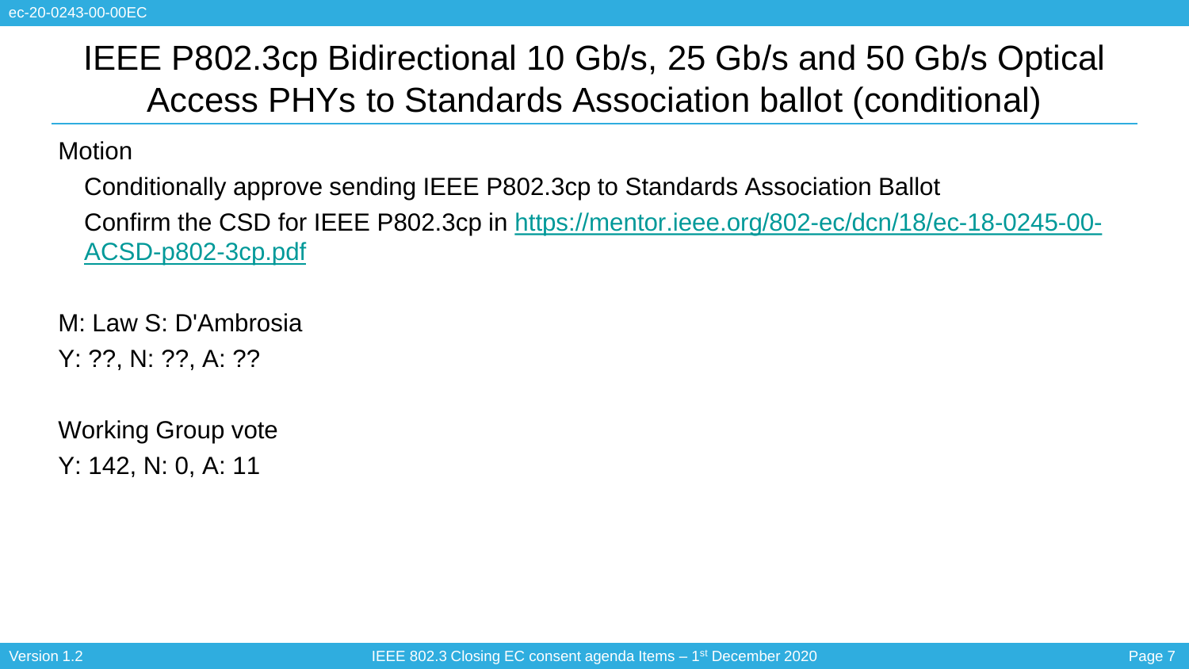# IEEE P802.3cp Bidirectional 10 Gb/s, 25 Gb/s and 50 Gb/s Optical Access PHYs to Standards Association ballot (conditional)

Motion

- Conditionally approve sending IEEE P802.3cp to Standards Association Ballot
- Confirm the CSD for IEEE P802.3cp in [https://mentor.ieee.org/802-ec/dcn/18/ec-18-0245-00-ACSD-p802-3cp.pdf](https://mentor.ieee.org/802-ec/dcn/18/ec-18-0245-00-ACSD-p802-3cp.pdf)

M: Law S: D'Ambrosia

Y: ??, N: ??, A: ??

Working Group vote

Y: 142, N: 0, A: 11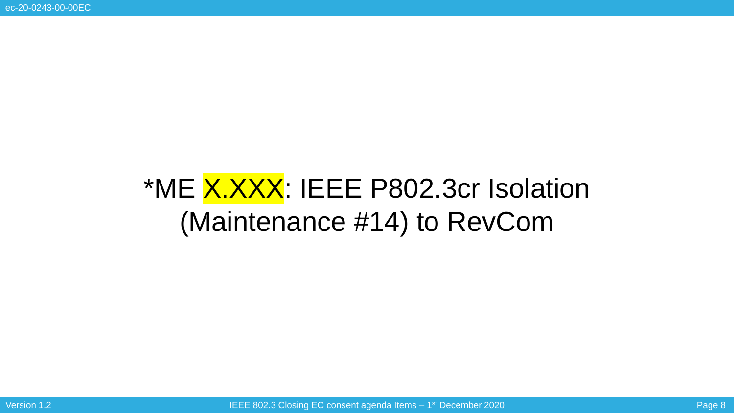# *ME X.XXX: IEEE P802.3cr Isolation (Maintenance #14) to RevCom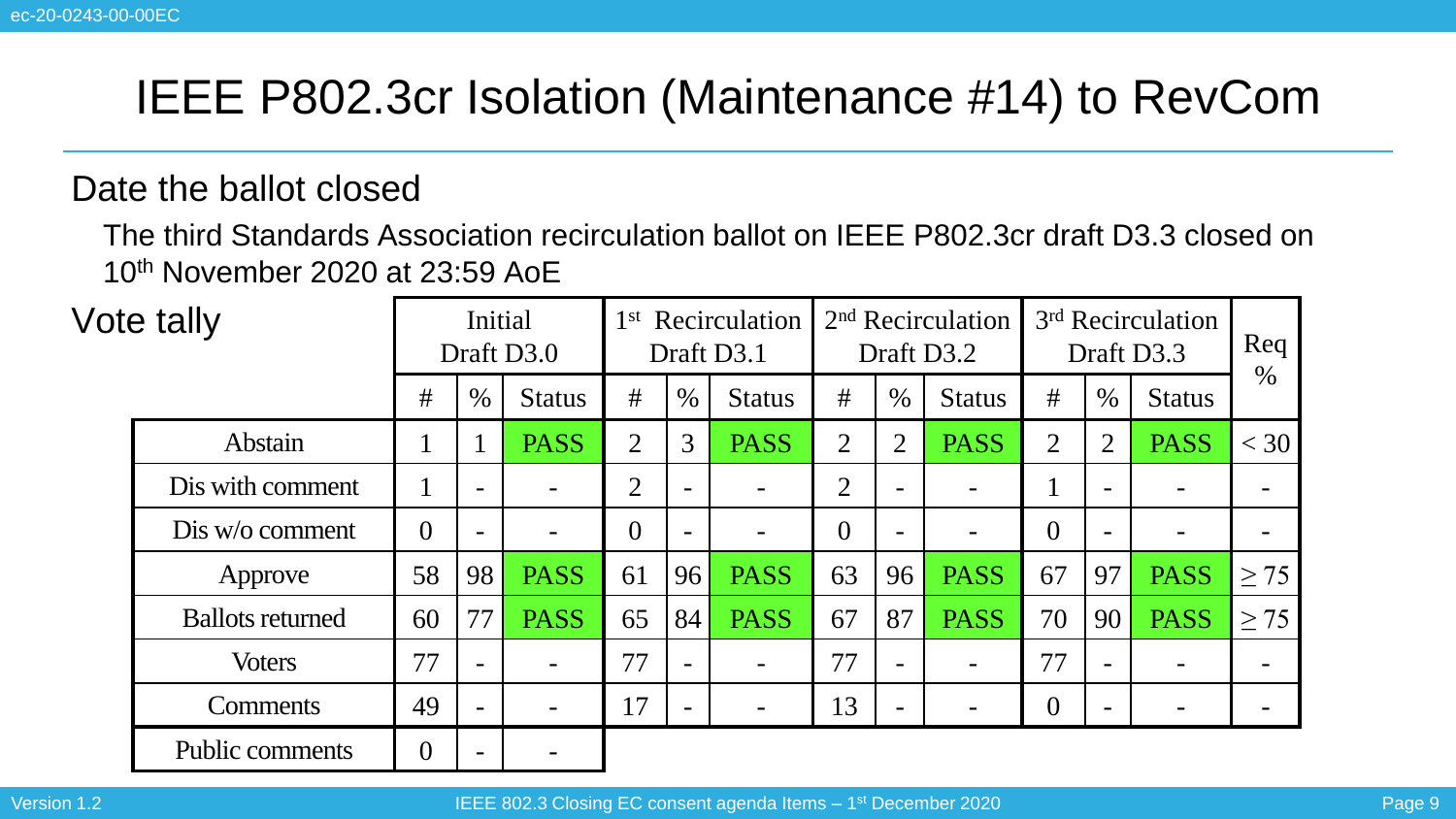# IEEE P802.3cr Isolation (Maintenance #14) to RevCom

## Date the ballot closed

The third Standards Association recirculation ballot on IEEE P802.3cr draft D3.3 closed on 10th November 2020 at 23:59 AoE

## Vote tally

| | Initial Draft D3.0 | | | 1st Recirculation Draft D3.1 | | | 2nd Recirculation Draft D3.2 | | | 3rd Recirculation Draft D3.3 | | | Req % |
|---|---|---|---|---|---|---|---|---|---|---|---|---|---|
| | # | % | Status | # | % | Status | # | % | Status | # | % | Status | |
| Abstain | 1 | 1 | PASS | 2 | 3 | PASS | 2 | 2 | PASS | 2 | 2 | PASS | < 30 |
| Dis with comment | 1 | - | - | 2 | - | - | 2 | - | - | 1 | - | - | - |
| Dis w/o comment | 0 | - | - | 0 | - | - | 0 | - | - | 0 | - | - | - |
| Approve | 58 | 98 | PASS | 61 | 96 | PASS | 63 | 96 | PASS | 67 | 97 | PASS | ≥ 75 |
| Ballots returned | 60 | 77 | PASS | 65 | 84 | PASS | 67 | 87 | PASS | 70 | 90 | PASS | ≥ 75 |
| Voters | 77 | - | - | 77 | - | - | 77 | - | - | 77 | - | - | - |
| Comments | 49 | - | - | 17 | - | - | 13 | - | - | 0 | - | - | - |
| Public comments | 0 | - | - | | | | | | | | | | |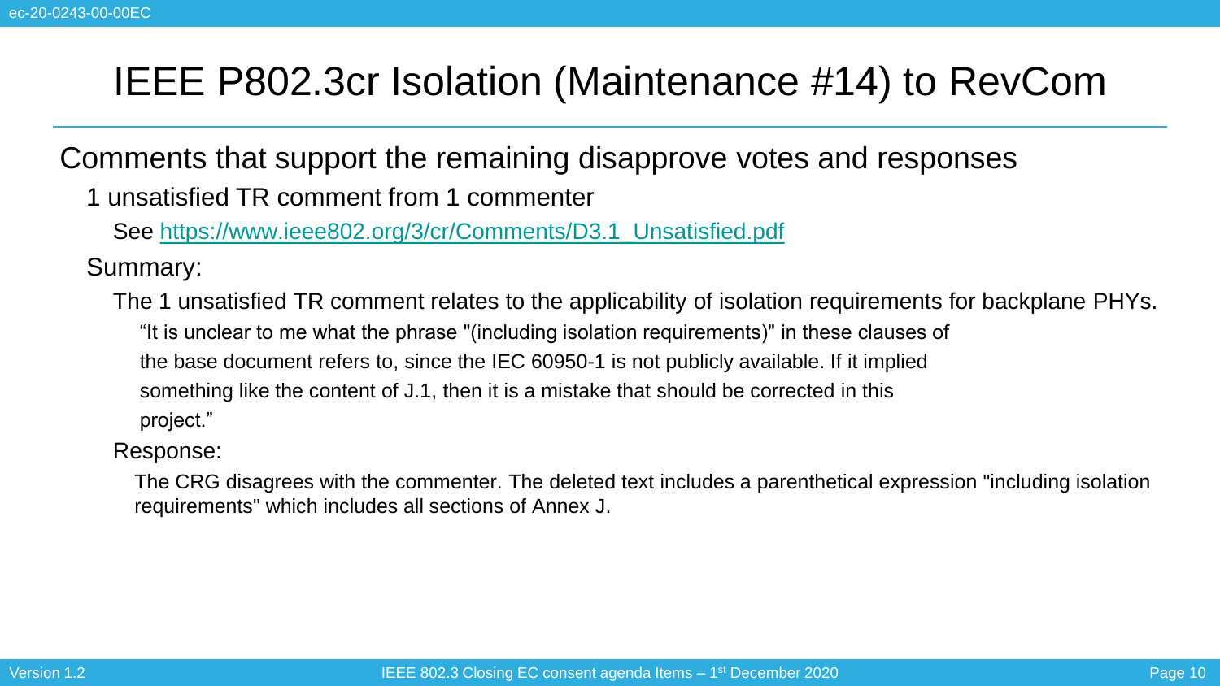# IEEE P802.3cr Isolation (Maintenance #14) to RevCom

Comments that support the remaining disapprove votes and responses

- 1 unsatisfied TR comment from 1 commenter
  - See https://www.ieee802.org/3/cr/Comments/D3.1_Unsatisfied.pdf
- Summary:
  - The 1 unsatisfied TR comment relates to the applicability of isolation requirements for backplane PHYs.
    - “It is unclear to me what the phrase "(including isolation requirements)" in these clauses of the base document refers to, since the IEC 60950-1 is not publicly available. If it implied something like the content of J.1, then it is a mistake that should be corrected in this project.”
  - Response:
    - The CRG disagrees with the commenter. The deleted text includes a parenthetical expression "including isolation requirements" which includes all sections of Annex J.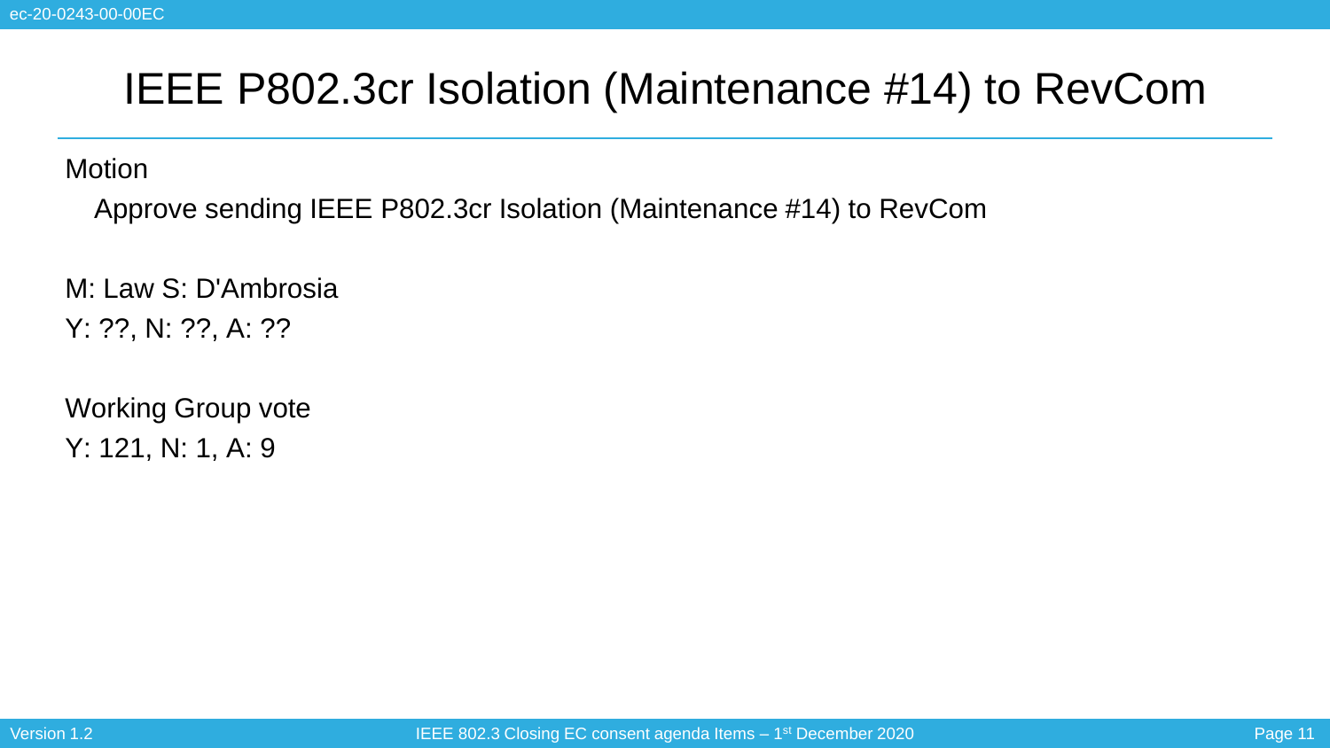# IEEE P802.3cr Isolation (Maintenance #14) to RevCom

Motion

Approve sending IEEE P802.3cr Isolation (Maintenance #14) to RevCom

M: Law S: D'Ambrosia

Y: ??, N: ??, A: ??

Working Group vote

Y: 121, N: 1, A: 9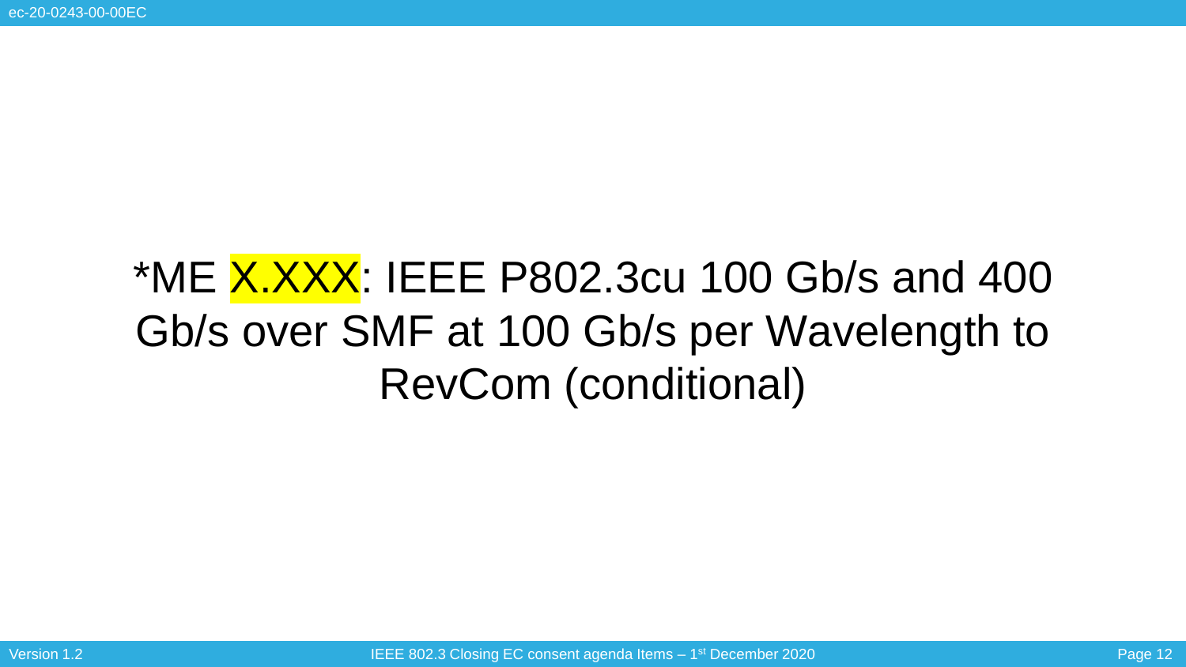# *ME X.XXX: IEEE P802.3cu 100 Gb/s and 400 Gb/s over SMF at 100 Gb/s per Wavelength to RevCom (conditional)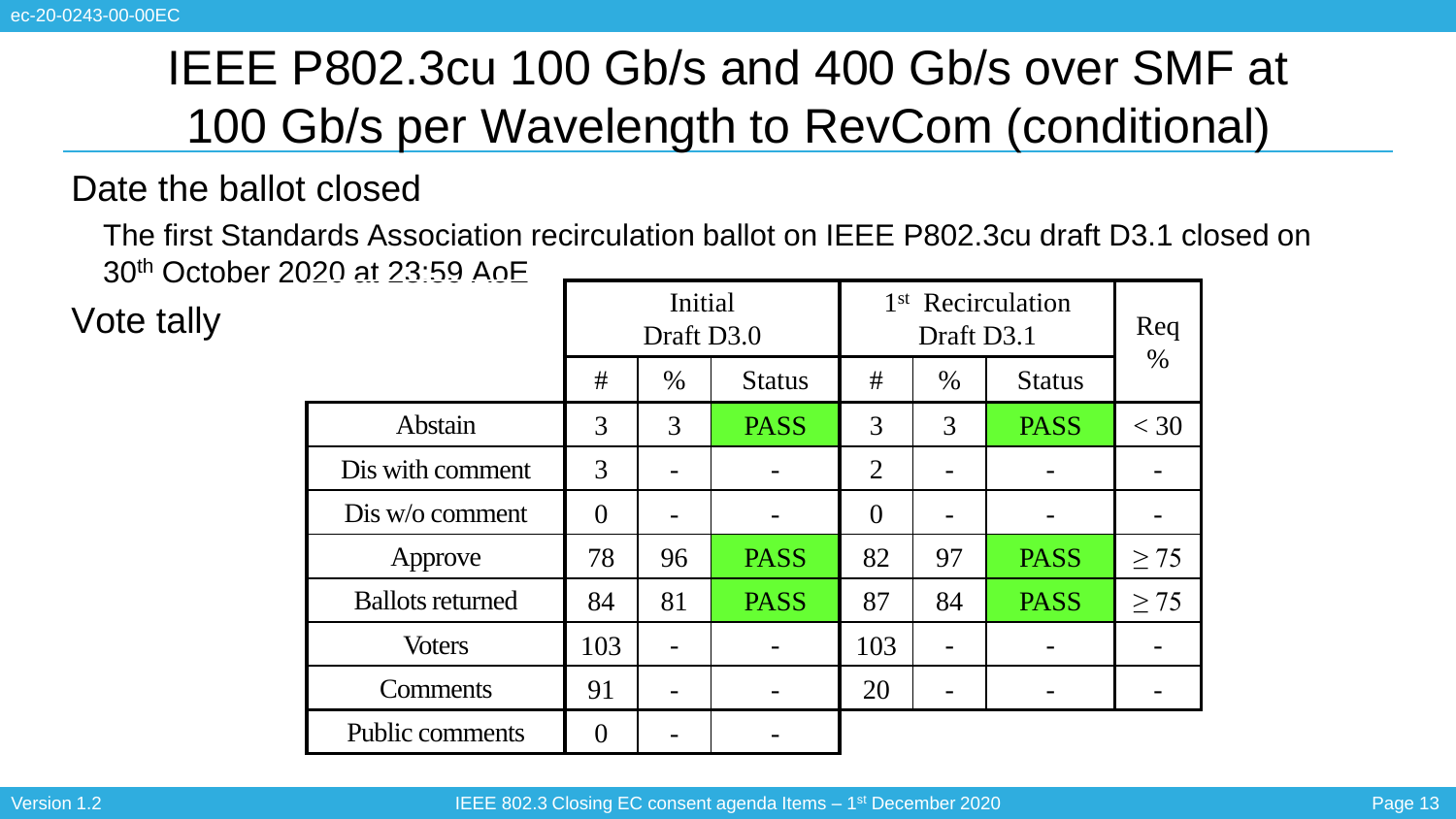# IEEE P802.3cu 100 Gb/s and 400 Gb/s over SMF at 100 Gb/s per Wavelength to RevCom (conditional)

## Date the ballot closed

The first Standards Association recirculation ballot on IEEE P802.3cu draft D3.1 closed on 30th October 2020 at 23:59 AoE

## Vote tally

| | Initial Draft D3.0 | | | 1st Recirculation Draft D3.1 | | | Req % |
|---|---|---|---|---|---|---|---|
| | # | % | Status | # | % | Status | |
| Abstain | 3 | 3 | PASS | 3 | 3 | PASS | < 30 |
| Dis with comment | 3 | - | - | 2 | - | - | - |
| Dis w/o comment | 0 | - | - | 0 | - | - | - |
| Approve | 78 | 96 | PASS | 82 | 97 | PASS | ≥ 75 |
| Ballots returned | 84 | 81 | PASS | 87 | 84 | PASS | ≥ 75 |
| Voters | 103 | - | - | 103 | - | - | - |
| Comments | 91 | - | - | 20 | - | - | - |
| Public comments | 0 | - | - | | | | |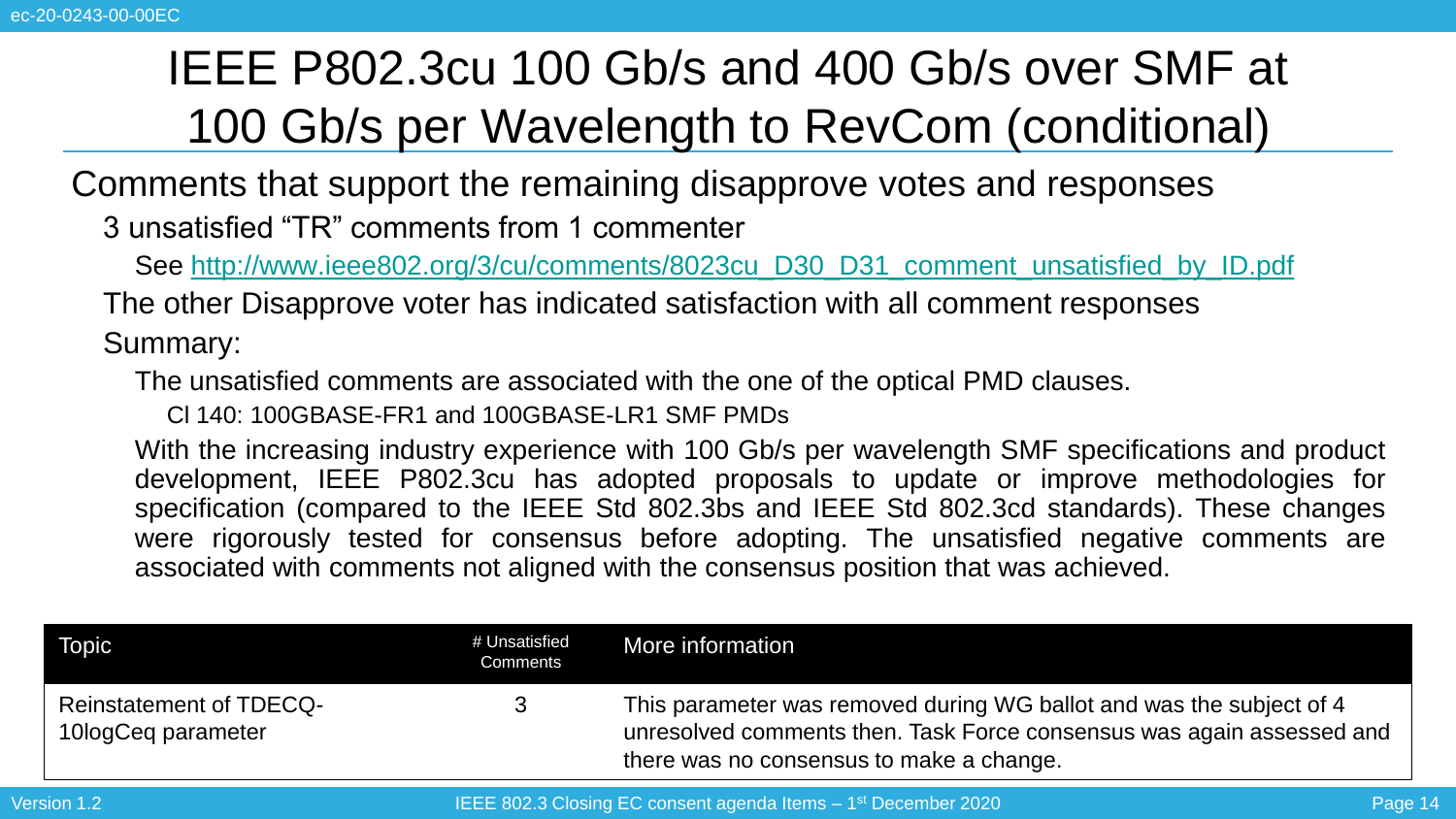# IEEE P802.3cu 100 Gb/s and 400 Gb/s over SMF at 100 Gb/s per Wavelength to RevCom (conditional)

Comments that support the remaining disapprove votes and responses

- 3 unsatisfied "TR" comments from 1 commenter
  - See http://www.ieee802.org/3/cu/comments/8023cu_D30_D31_comment_unsatisfied_by_ID.pdf
- The other Disapprove voter has indicated satisfaction with all comment responses
- Summary:
  - The unsatisfied comments are associated with the one of the optical PMD clauses.
    - Cl 140: 100GBASE-FR1 and 100GBASE-LR1 SMF PMDs
  - With the increasing industry experience with 100 Gb/s per wavelength SMF specifications and product development, IEEE P802.3cu has adopted proposals to update or improve methodologies for specification (compared to the IEEE Std 802.3bs and IEEE Std 802.3cd standards). These changes were rigorously tested for consensus before adopting. The unsatisfied negative comments are associated with comments not aligned with the consensus position that was achieved.

| Topic | # Unsatisfied Comments | More information |
|---|---|---|
| Reinstatement of TDECQ-10logCeq parameter | 3 | This parameter was removed during WG ballot and was the subject of 4 unresolved comments then. Task Force consensus was again assessed and there was no consensus to make a change. |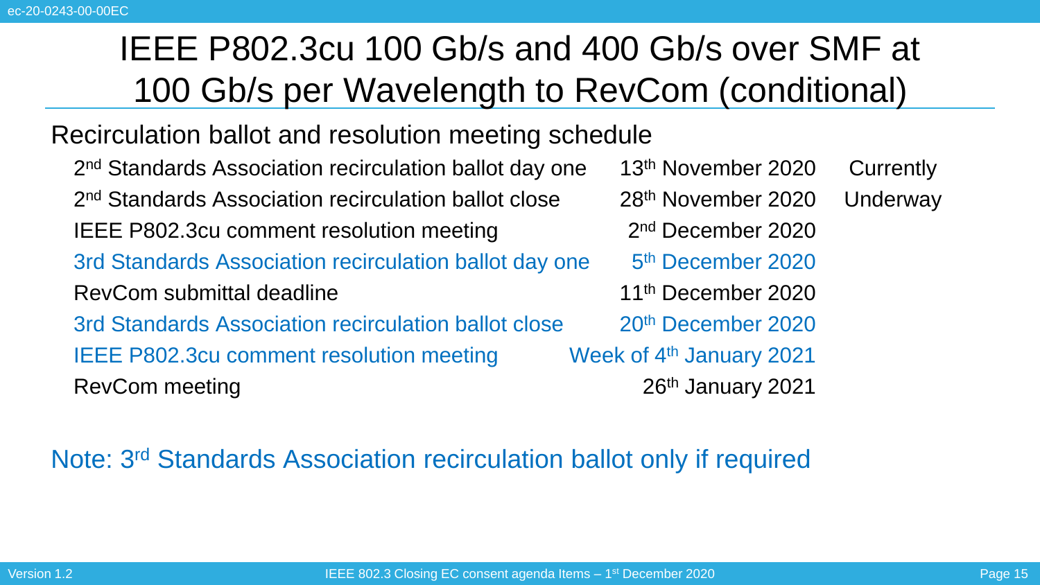# IEEE P802.3cu 100 Gb/s and 400 Gb/s over SMF at 100 Gb/s per Wavelength to RevCom (conditional)

Recirculation ballot and resolution meeting schedule

| | | |
|---|---|---|
| 2nd Standards Association recirculation ballot day one | 13th November 2020 | Currently |
| 2nd Standards Association recirculation ballot close | 28th November 2020 | Underway |
| IEEE P802.3cu comment resolution meeting | 2nd December 2020 | |
| 3rd Standards Association recirculation ballot day one | 5th December 2020 | |
| RevCom submittal deadline | 11th December 2020 | |
| 3rd Standards Association recirculation ballot close | 20th December 2020 | |
| IEEE P802.3cu comment resolution meeting | Week of 4th January 2021 | |
| RevCom meeting | 26th January 2021 | |

Note: 3rd Standards Association recirculation ballot only if required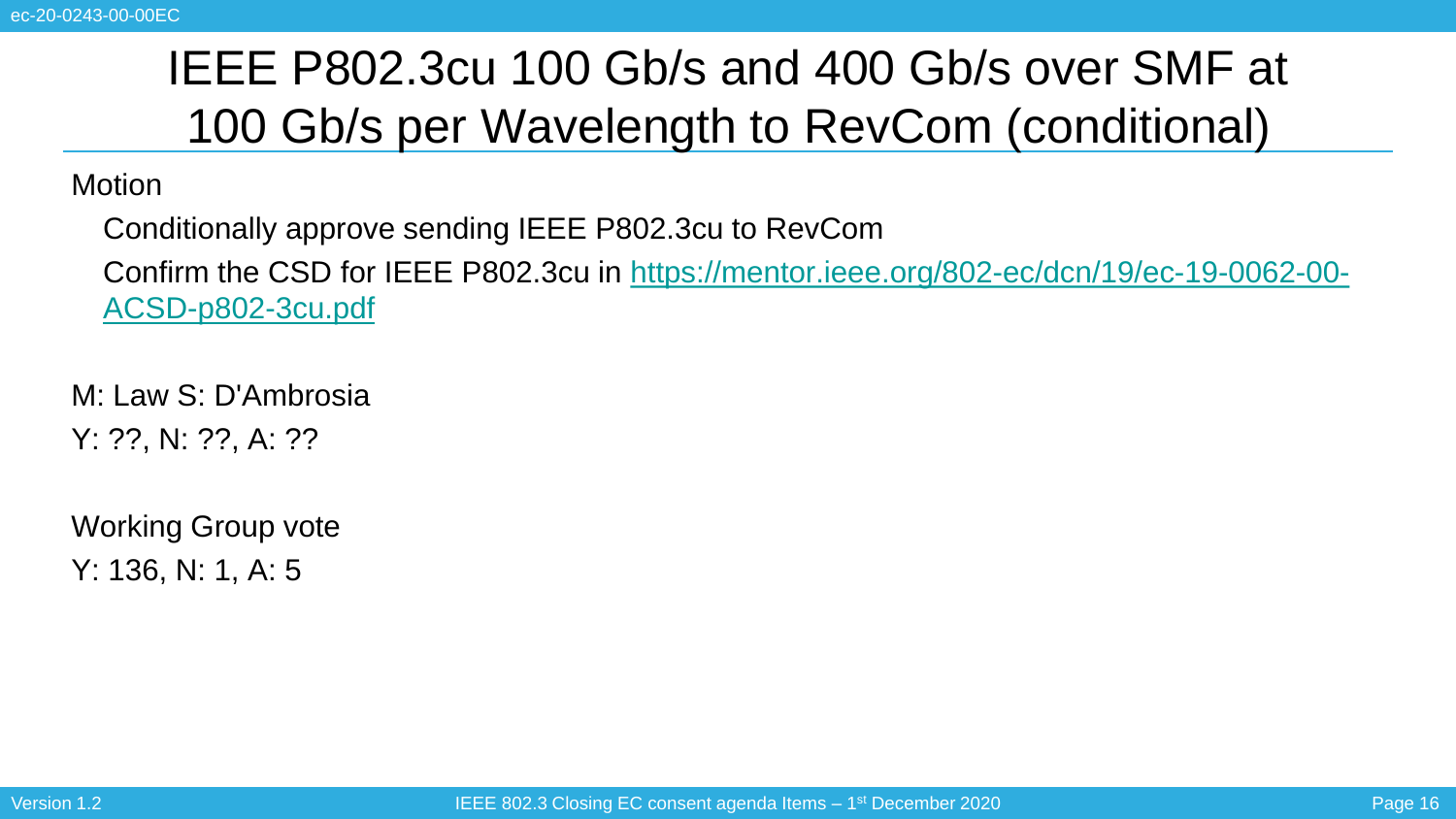# IEEE P802.3cu 100 Gb/s and 400 Gb/s over SMF at 100 Gb/s per Wavelength to RevCom (conditional)

Motion

Conditionally approve sending IEEE P802.3cu to RevCom

Confirm the CSD for IEEE P802.3cu in [https://mentor.ieee.org/802-ec/dcn/19/ec-19-0062-00-ACSD-p802-3cu.pdf](https://mentor.ieee.org/802-ec/dcn/19/ec-19-0062-00-ACSD-p802-3cu.pdf)

M: Law S: D'Ambrosia

Y: ??, N: ??, A: ??

Working Group vote

Y: 136, N: 1, A: 5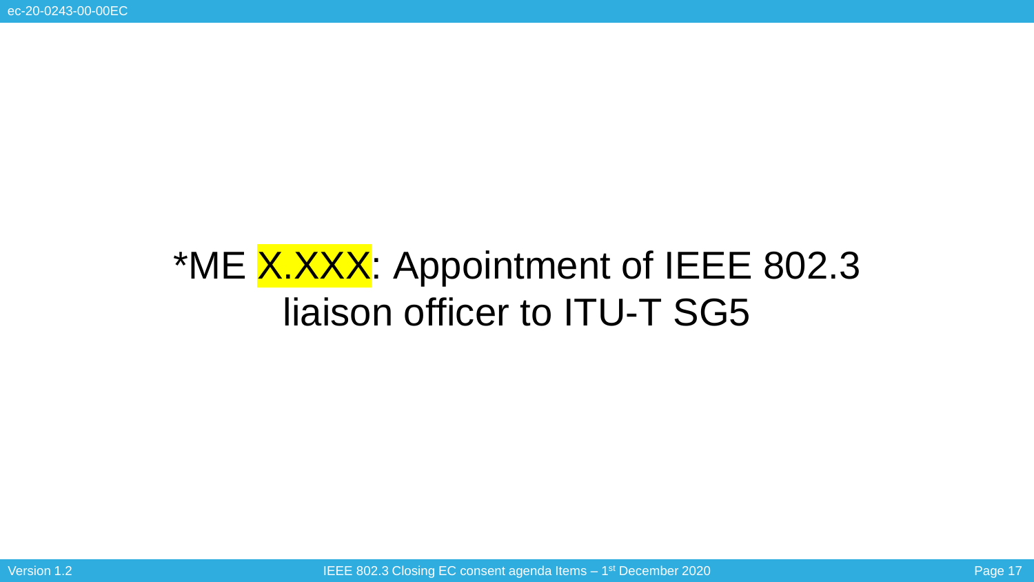# *ME X.XXX: Appointment of IEEE 802.3 liaison officer to ITU-T SG5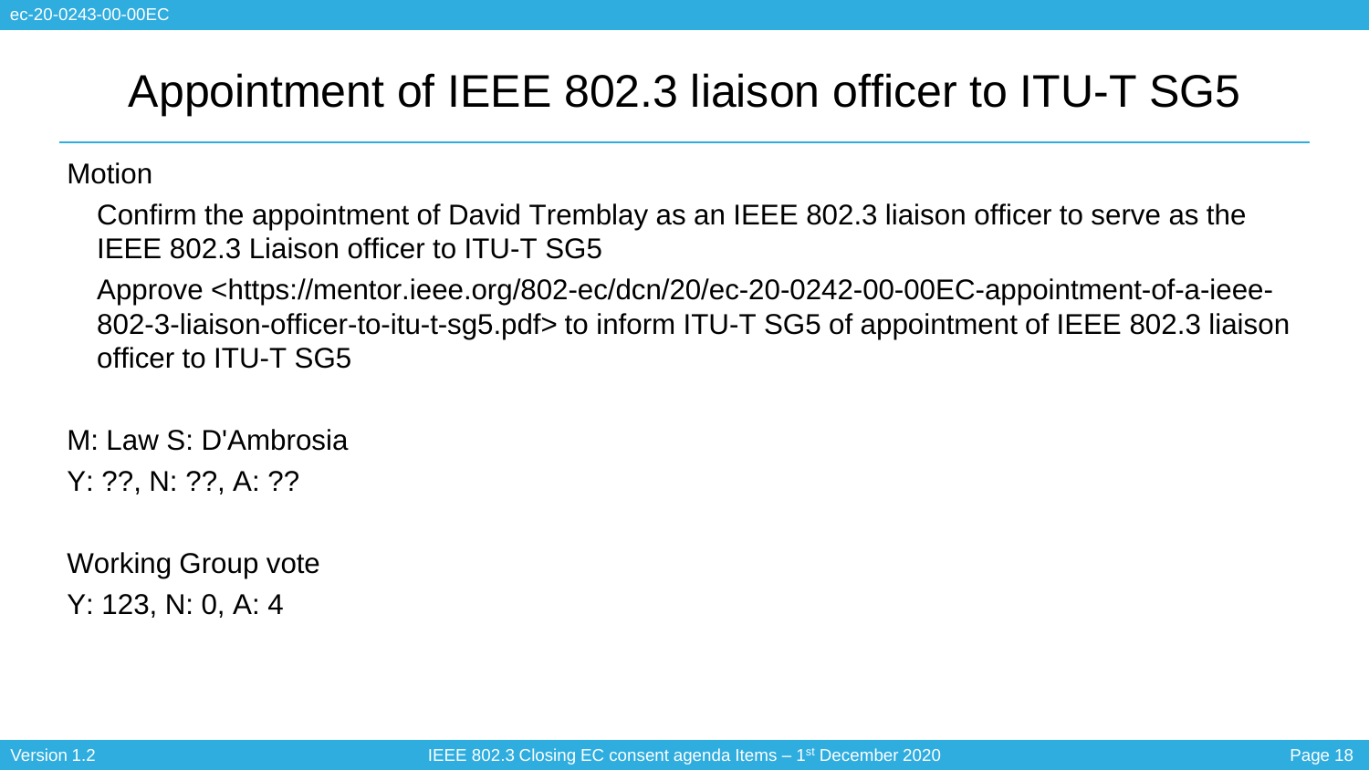# Appointment of IEEE 802.3 liaison officer to ITU-T SG5

Motion

Confirm the appointment of David Tremblay as an IEEE 802.3 liaison officer to serve as the IEEE 802.3 Liaison officer to ITU-T SG5

Approve <https://mentor.ieee.org/802-ec/dcn/20/ec-20-0242-00-00EC-appointment-of-a-ieee-802-3-liaison-officer-to-itu-t-sg5.pdf> to inform ITU-T SG5 of appointment of IEEE 802.3 liaison officer to ITU-T SG5

M: Law S: D'Ambrosia

Y: ??, N: ??, A: ??

Working Group vote

Y: 123, N: 0, A: 4